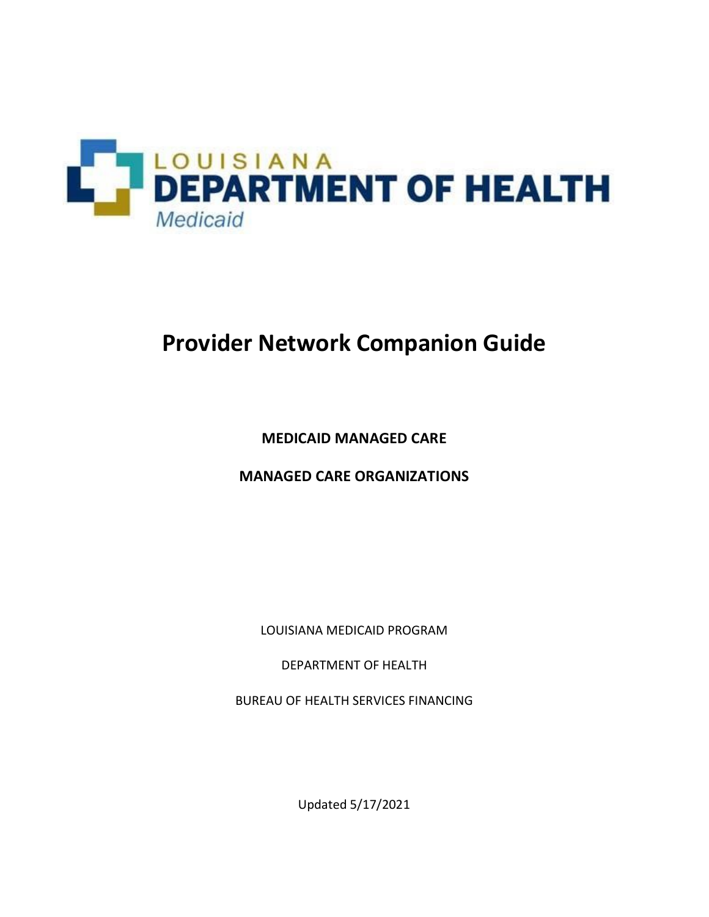LOUISIANA
DEPARTMENT OF HEALTH
Medicaid

# Provider Network Companion Guide

**MEDICAID MANAGED CARE**

**MANAGED CARE ORGANIZATIONS**

LOUISIANA MEDICAID PROGRAM

DEPARTMENT OF HEALTH

BUREAU OF HEALTH SERVICES FINANCING

Updated 5/17/2021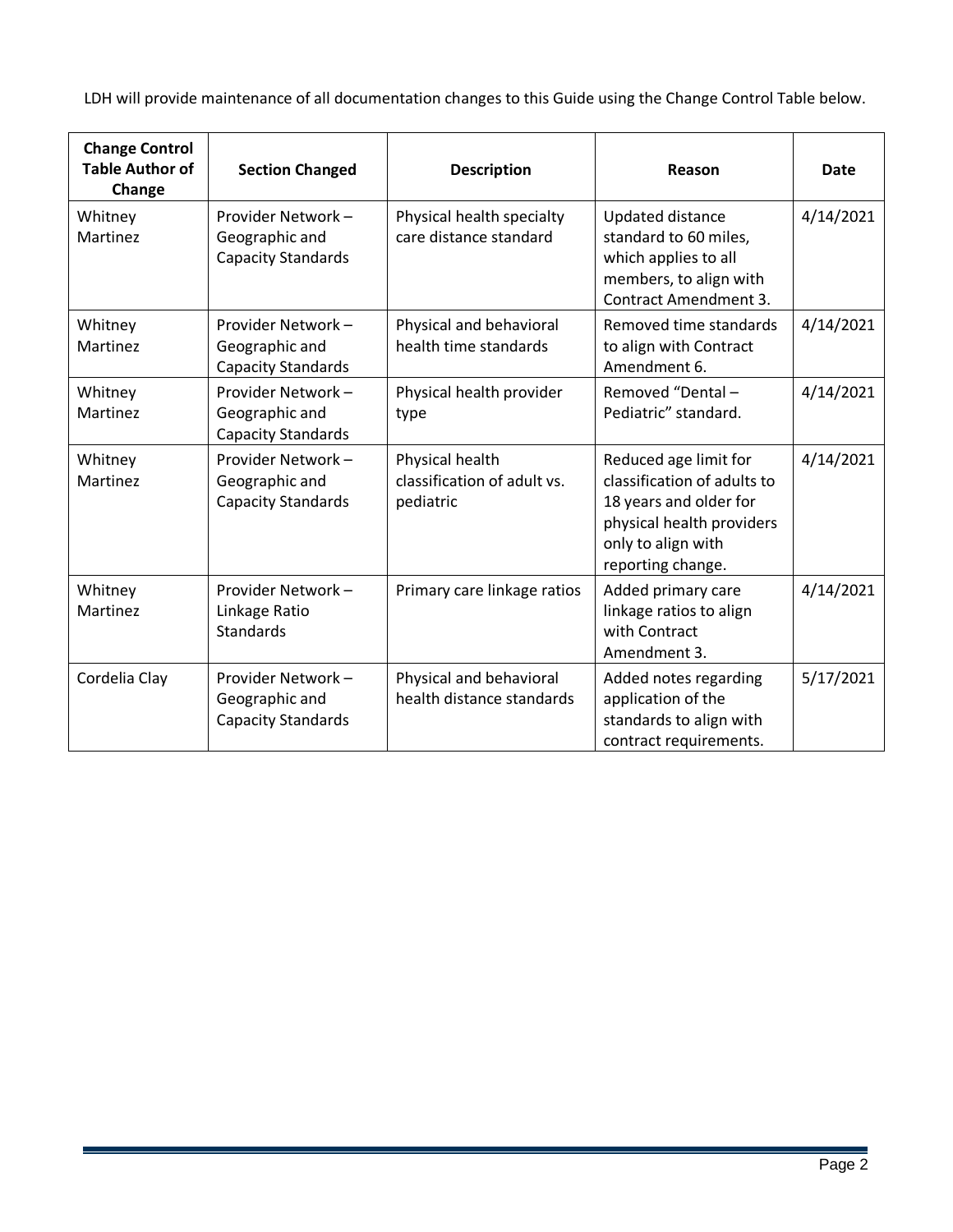LDH will provide maintenance of all documentation changes to this Guide using the Change Control Table below.

| Change Control Table Author of Change | Section Changed | Description | Reason | Date |
|---|---|---|---|---|
| Whitney Martinez | Provider Network – Geographic and Capacity Standards | Physical health specialty care distance standard | Updated distance standard to 60 miles, which applies to all members, to align with Contract Amendment 3. | 4/14/2021 |
| Whitney Martinez | Provider Network – Geographic and Capacity Standards | Physical and behavioral health time standards | Removed time standards to align with Contract Amendment 6. | 4/14/2021 |
| Whitney Martinez | Provider Network – Geographic and Capacity Standards | Physical health provider type | Removed "Dental – Pediatric" standard. | 4/14/2021 |
| Whitney Martinez | Provider Network – Geographic and Capacity Standards | Physical health classification of adult vs. pediatric | Reduced age limit for classification of adults to 18 years and older for physical health providers only to align with reporting change. | 4/14/2021 |
| Whitney Martinez | Provider Network – Linkage Ratio Standards | Primary care linkage ratios | Added primary care linkage ratios to align with Contract Amendment 3. | 4/14/2021 |
| Cordelia Clay | Provider Network – Geographic and Capacity Standards | Physical and behavioral health distance standards | Added notes regarding application of the standards to align with contract requirements. | 5/17/2021 |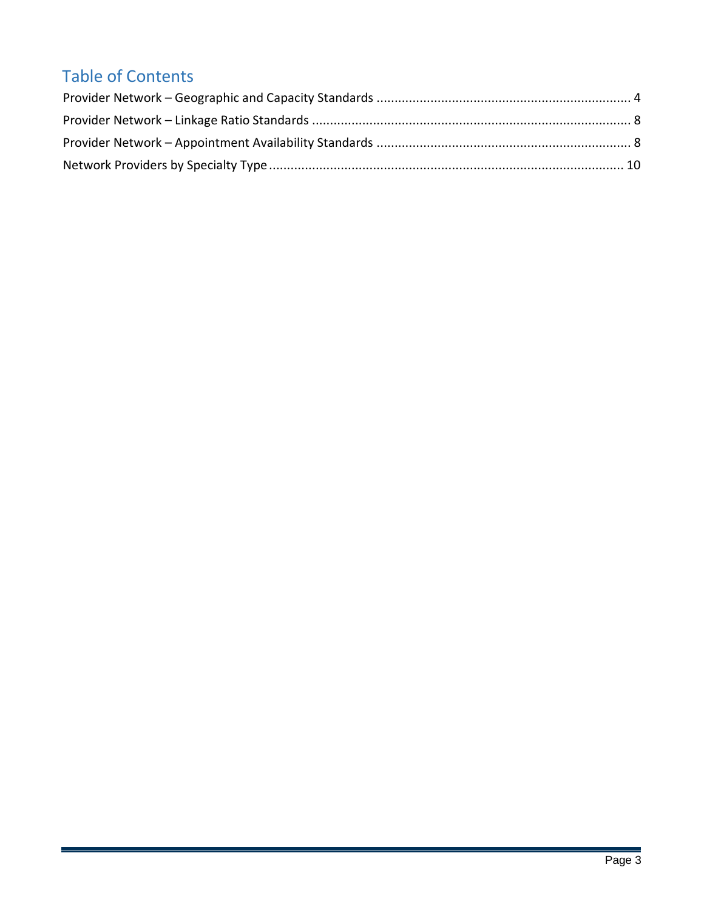## Table of Contents

Provider Network – Geographic and Capacity Standards .................................................................... 4

Provider Network – Linkage Ratio Standards ...................................................................................... 8

Provider Network – Appointment Availability Standards .................................................................... 8

Network Providers by Specialty Type ................................................................................................. 10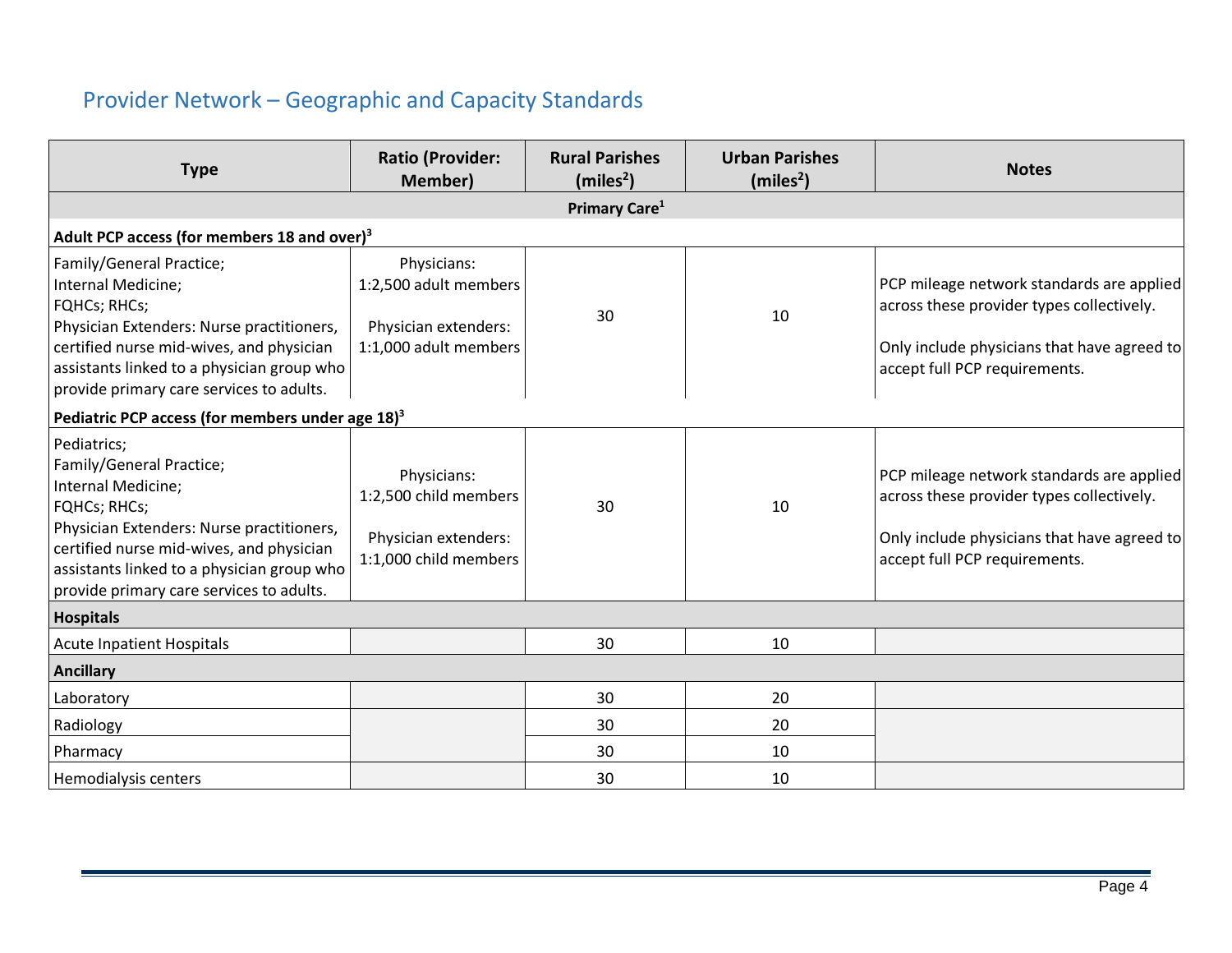## Provider Network – Geographic and Capacity Standards

| Type | Ratio (Provider: Member) | Rural Parishes (miles[2]) | Urban Parishes (miles[2]) | Notes |
|---|---|---|---|---|
| **Primary Care[1]** | | | | |
| **Adult PCP access (for members 18 and over)[3]** | | | | |
| Family/General Practice;<br>Internal Medicine;<br>FQHCs; RHCs;<br>Physician Extenders: Nurse practitioners, certified nurse mid-wives, and physician assistants linked to a physician group who provide primary care services to adults. | Physicians:<br>1:2,500 adult members<br><br>Physician extenders:<br>1:1,000 adult members | 30 | 10 | PCP mileage network standards are applied across these provider types collectively.<br><br>Only include physicians that have agreed to accept full PCP requirements. |
| **Pediatric PCP access (for members under age 18)[3]** | | | | |
| Pediatrics;<br>Family/General Practice;<br>Internal Medicine;<br>FQHCs; RHCs;<br>Physician Extenders: Nurse practitioners, certified nurse mid-wives, and physician assistants linked to a physician group who provide primary care services to adults. | Physicians:<br>1:2,500 child members<br><br>Physician extenders:<br>1:1,000 child members | 30 | 10 | PCP mileage network standards are applied across these provider types collectively.<br><br>Only include physicians that have agreed to accept full PCP requirements. |
| **Hospitals** | | | | |
| Acute Inpatient Hospitals | | 30 | 10 | |
| **Ancillary** | | | | |
| Laboratory | | 30 | 20 | |
| Radiology | | 30 | 20 | |
| Pharmacy | | 30 | 10 | |
| Hemodialysis centers | | 30 | 10 | |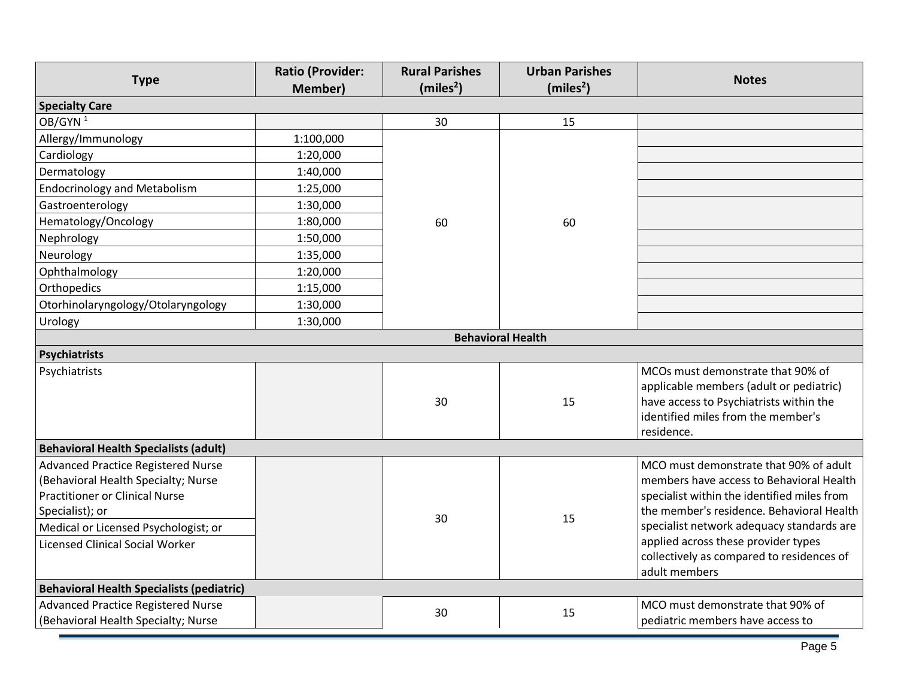| Type | Ratio (Provider: Member) | Rural Parishes (miles[2]) | Urban Parishes (miles[2]) | Notes |
|---|---|---|---|---|
| **Specialty Care** | | | | |
| OB/GYN [1] | | 30 | 15 | |
| Allergy/Immunology | 1:100,000 | 60 | 60 | |
| Cardiology | 1:20,000 | 60 | 60 | |
| Dermatology | 1:40,000 | 60 | 60 | |
| Endocrinology and Metabolism | 1:25,000 | 60 | 60 | |
| Gastroenterology | 1:30,000 | 60 | 60 | |
| Hematology/Oncology | 1:80,000 | 60 | 60 | |
| Nephrology | 1:50,000 | 60 | 60 | |
| Neurology | 1:35,000 | 60 | 60 | |
| Ophthalmology | 1:20,000 | 60 | 60 | |
| Orthopedics | 1:15,000 | 60 | 60 | |
| Otorhinolaryngology/Otolaryngology | 1:30,000 | 60 | 60 | |
| Urology | 1:30,000 | 60 | 60 | |
| **Behavioral Health** | | | | |
| **Psychiatrists** | | | | |
| Psychiatrists | | 30 | 15 | MCOs must demonstrate that 90% of applicable members (adult or pediatric) have access to Psychiatrists within the identified miles from the member's residence. |
| **Behavioral Health Specialists (adult)** | | | | |
| Advanced Practice Registered Nurse (Behavioral Health Specialty; Nurse Practitioner or Clinical Nurse Specialist); or<br>Medical or Licensed Psychologist; or<br>Licensed Clinical Social Worker | | 30 | 15 | MCO must demonstrate that 90% of adult members have access to Behavioral Health specialist within the identified miles from the member's residence. Behavioral Health specialist network adequacy standards are applied across these provider types collectively as compared to residences of adult members |
| **Behavioral Health Specialists (pediatric)** | | | | |
| Advanced Practice Registered Nurse (Behavioral Health Specialty; Nurse | | 30 | 15 | MCO must demonstrate that 90% of pediatric members have access to |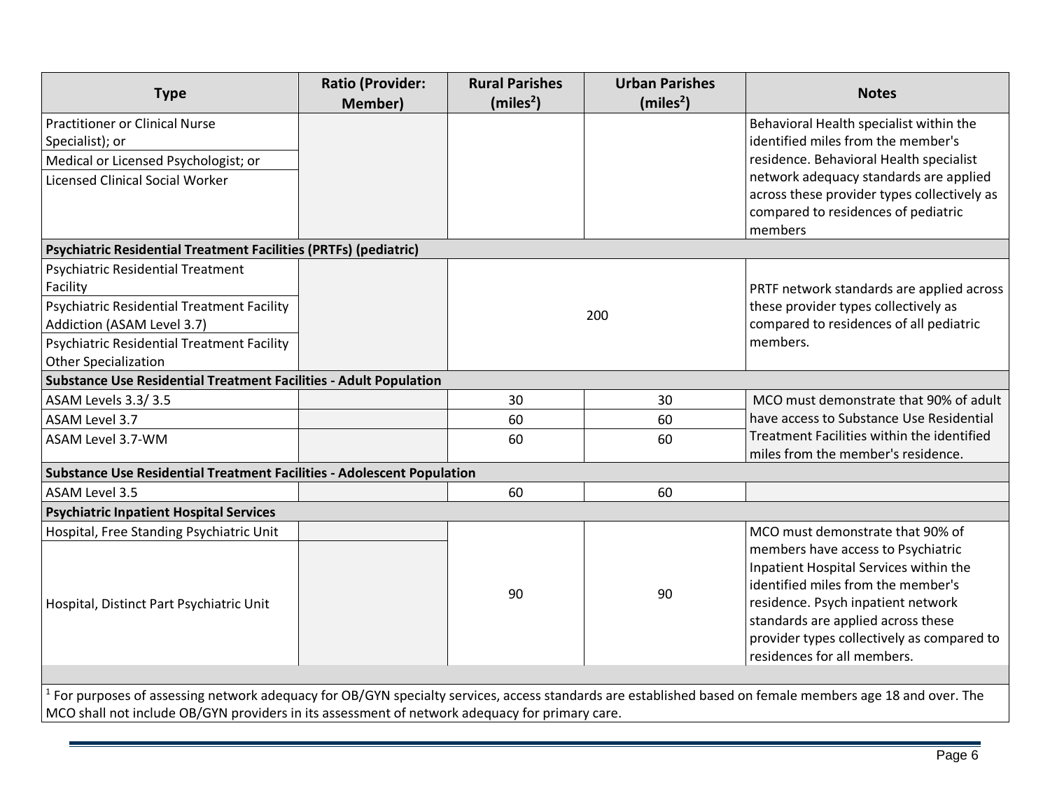| Type | Ratio (Provider: Member) | Rural Parishes (miles[2]) | Urban Parishes (miles[2]) | Notes |
|---|---|---|---|---|
| Practitioner or Clinical Nurse Specialist); or<br>Medical or Licensed Psychologist; or<br>Licensed Clinical Social Worker | | | | Behavioral Health specialist within the identified miles from the member's residence. Behavioral Health specialist network adequacy standards are applied across these provider types collectively as compared to residences of pediatric members |
| **Psychiatric Residential Treatment Facilities (PRTFs) (pediatric)** | | | | |
| Psychiatric Residential Treatment Facility<br>Psychiatric Residential Treatment Facility Addiction (ASAM Level 3.7)<br>Psychiatric Residential Treatment Facility Other Specialization | | 200 | | PRTF network standards are applied across these provider types collectively as compared to residences of all pediatric members. |
| **Substance Use Residential Treatment Facilities - Adult Population** | | | | |
| ASAM Levels 3.3/ 3.5 | | 30 | 30 | MCO must demonstrate that 90% of adult have access to Substance Use Residential Treatment Facilities within the identified miles from the member's residence. |
| ASAM Level 3.7 | | 60 | 60 | |
| ASAM Level 3.7-WM | | 60 | 60 | |
| **Substance Use Residential Treatment Facilities - Adolescent Population** | | | | |
| ASAM Level 3.5 | | 60 | 60 | |
| **Psychiatric Inpatient Hospital Services** | | | | |
| Hospital, Free Standing Psychiatric Unit<br>Hospital, Distinct Part Psychiatric Unit | | 90 | 90 | MCO must demonstrate that 90% of members have access to Psychiatric Inpatient Hospital Services within the identified miles from the member's residence. Psych inpatient network standards are applied across these provider types collectively as compared to residences for all members. |

[1] For purposes of assessing network adequacy for OB/GYN specialty services, access standards are established based on female members age 18 and over. The MCO shall not include OB/GYN providers in its assessment of network adequacy for primary care.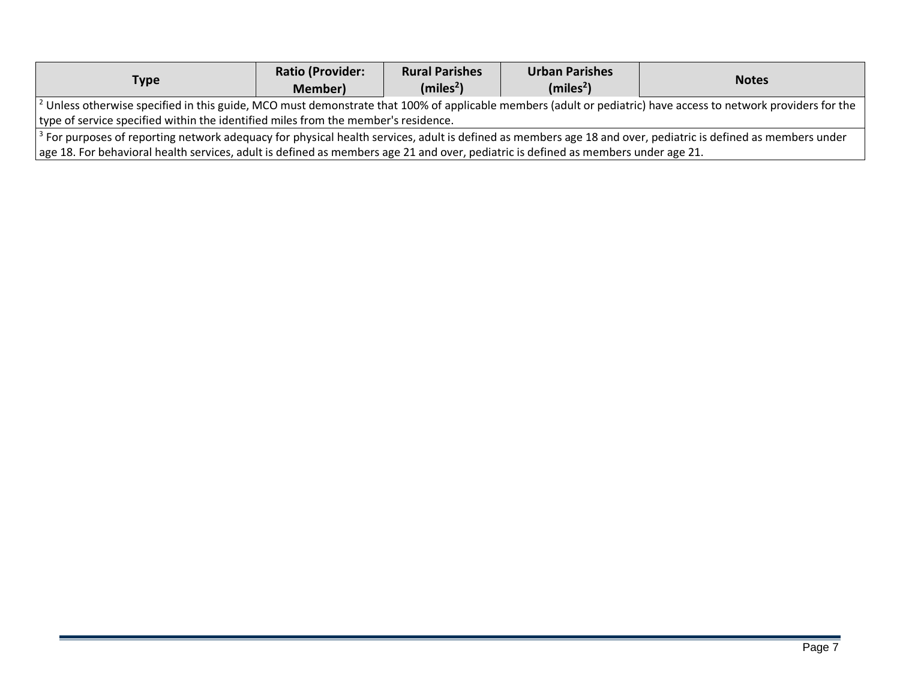| Type | Ratio (Provider: Member) | Rural Parishes (miles[2]) | Urban Parishes (miles[2]) | Notes |
| --- | --- | --- | --- | --- |
| [2] Unless otherwise specified in this guide, MCO must demonstrate that 100% of applicable members (adult or pediatric) have access to network providers for the type of service specified within the identified miles from the member's residence. | | | | |
| [3] For purposes of reporting network adequacy for physical health services, adult is defined as members age 18 and over, pediatric is defined as members under age 18. For behavioral health services, adult is defined as members age 21 and over, pediatric is defined as members under age 21. | | | | |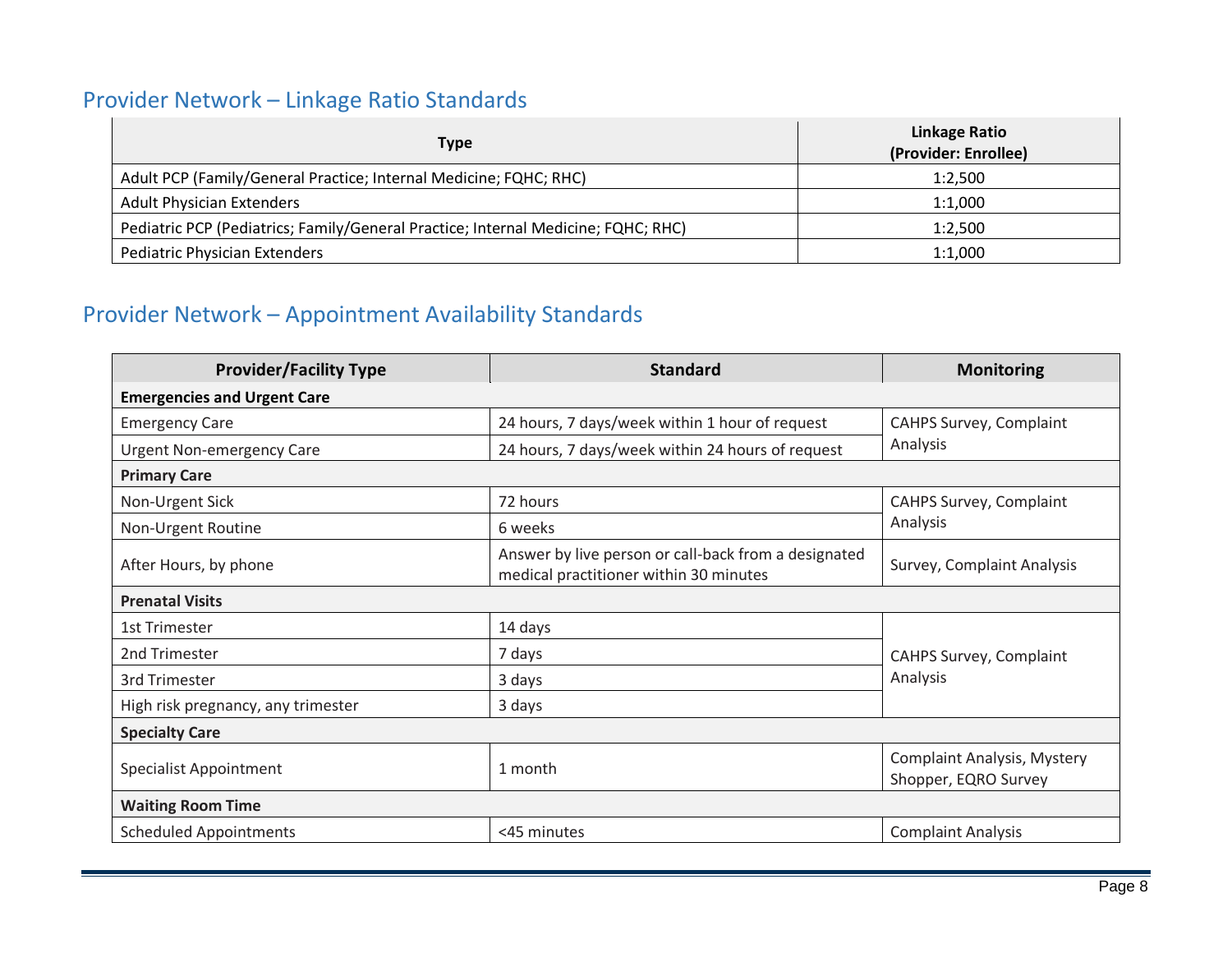## Provider Network – Linkage Ratio Standards

| Type | Linkage Ratio (Provider: Enrollee) |
|---|---|
| Adult PCP (Family/General Practice; Internal Medicine; FQHC; RHC) | 1:2,500 |
| Adult Physician Extenders | 1:1,000 |
| Pediatric PCP (Pediatrics; Family/General Practice; Internal Medicine; FQHC; RHC) | 1:2,500 |
| Pediatric Physician Extenders | 1:1,000 |

## Provider Network – Appointment Availability Standards

| Provider/Facility Type | Standard | Monitoring |
|---|---|---|
| **Emergencies and Urgent Care** | | |
| Emergency Care | 24 hours, 7 days/week within 1 hour of request | CAHPS Survey, Complaint Analysis |
| Urgent Non-emergency Care | 24 hours, 7 days/week within 24 hours of request | |
| **Primary Care** | | |
| Non-Urgent Sick | 72 hours | CAHPS Survey, Complaint Analysis |
| Non-Urgent Routine | 6 weeks | |
| After Hours, by phone | Answer by live person or call-back from a designated medical practitioner within 30 minutes | Survey, Complaint Analysis |
| **Prenatal Visits** | | |
| 1st Trimester | 14 days | CAHPS Survey, Complaint Analysis |
| 2nd Trimester | 7 days | |
| 3rd Trimester | 3 days | |
| High risk pregnancy, any trimester | 3 days | |
| **Specialty Care** | | |
| Specialist Appointment | 1 month | Complaint Analysis, Mystery Shopper, EQRO Survey |
| **Waiting Room Time** | | |
| Scheduled Appointments | <45 minutes | Complaint Analysis |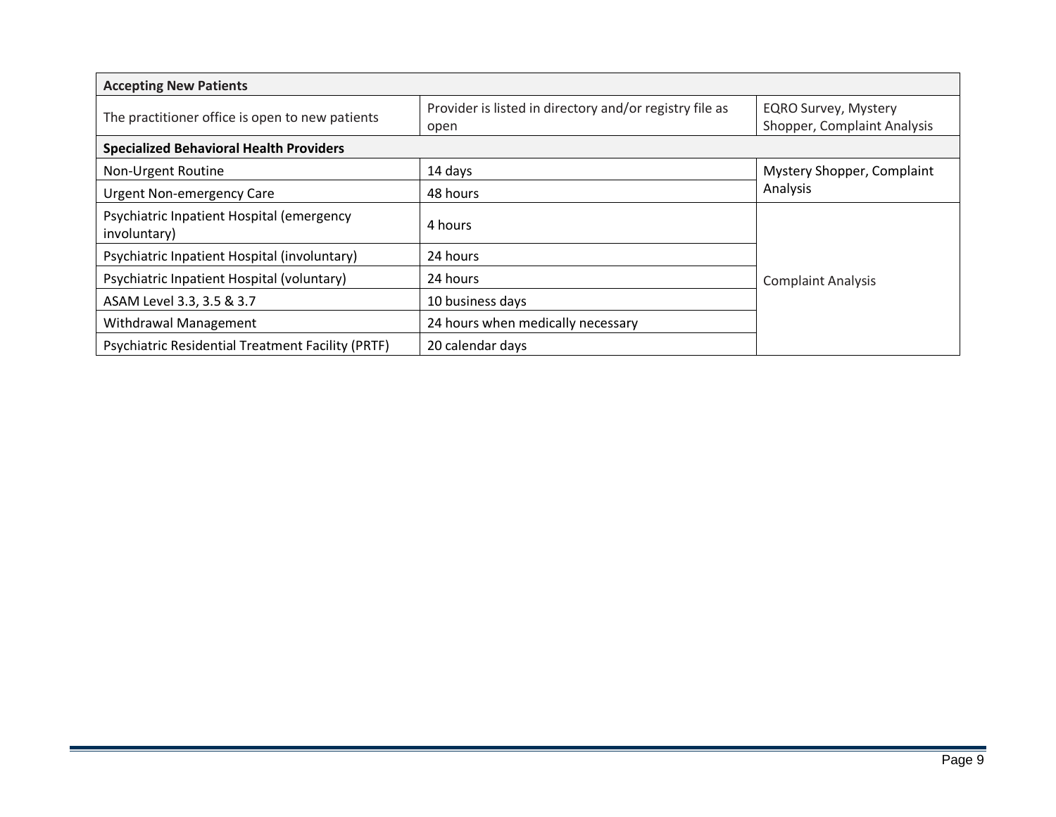| Accepting New Patients | | |
|---|---|---|
| The practitioner office is open to new patients | Provider is listed in directory and/or registry file as open | EQRO Survey, Mystery Shopper, Complaint Analysis |
| **Specialized Behavioral Health Providers** | | |
| Non-Urgent Routine | 14 days | Mystery Shopper, Complaint Analysis |
| Urgent Non-emergency Care | 48 hours | |
| Psychiatric Inpatient Hospital (emergency involuntary) | 4 hours | Complaint Analysis |
| Psychiatric Inpatient Hospital (involuntary) | 24 hours | |
| Psychiatric Inpatient Hospital (voluntary) | 24 hours | |
| ASAM Level 3.3, 3.5 & 3.7 | 10 business days | |
| Withdrawal Management | 24 hours when medically necessary | |
| Psychiatric Residential Treatment Facility (PRTF) | 20 calendar days | |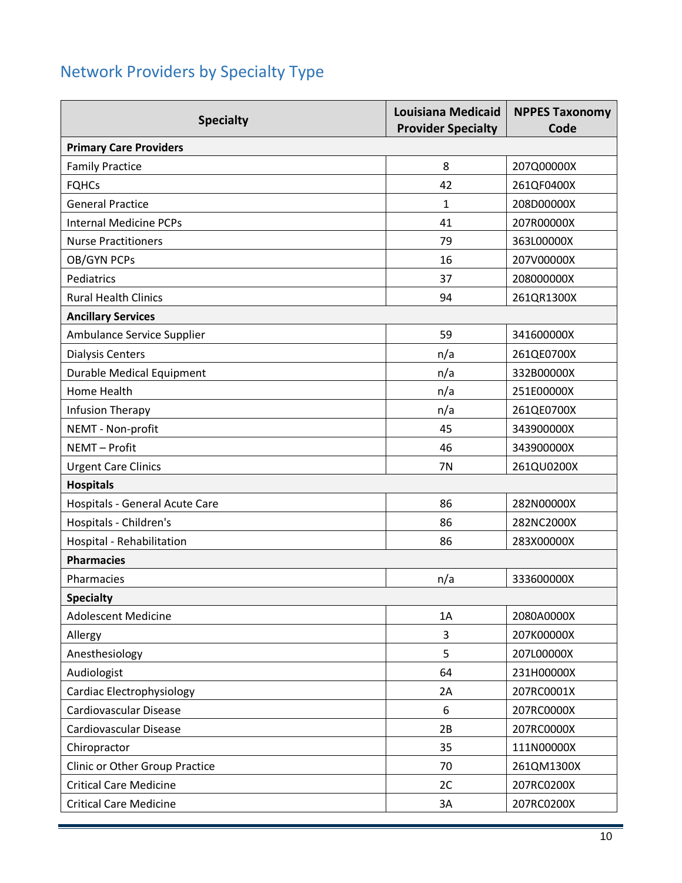## Network Providers by Specialty Type

| Specialty | Louisiana Medicaid Provider Specialty | NPPES Taxonomy Code |
|---|---|---|
| **Primary Care Providers** | | |
| Family Practice | 8 | 207Q00000X |
| FQHCs | 42 | 261QF0400X |
| General Practice | 1 | 208D00000X |
| Internal Medicine PCPs | 41 | 207R00000X |
| Nurse Practitioners | 79 | 363L00000X |
| OB/GYN PCPs | 16 | 207V00000X |
| Pediatrics | 37 | 208000000X |
| Rural Health Clinics | 94 | 261QR1300X |
| **Ancillary Services** | | |
| Ambulance Service Supplier | 59 | 341600000X |
| Dialysis Centers | n/a | 261QE0700X |
| Durable Medical Equipment | n/a | 332B00000X |
| Home Health | n/a | 251E00000X |
| Infusion Therapy | n/a | 261QE0700X |
| NEMT - Non-profit | 45 | 343900000X |
| NEMT – Profit | 46 | 343900000X |
| Urgent Care Clinics | 7N | 261QU0200X |
| **Hospitals** | | |
| Hospitals - General Acute Care | 86 | 282N00000X |
| Hospitals - Children's | 86 | 282NC2000X |
| Hospital - Rehabilitation | 86 | 283X00000X |
| **Pharmacies** | | |
| Pharmacies | n/a | 333600000X |
| **Specialty** | | |
| Adolescent Medicine | 1A | 2080A0000X |
| Allergy | 3 | 207K00000X |
| Anesthesiology | 5 | 207L00000X |
| Audiologist | 64 | 231H00000X |
| Cardiac Electrophysiology | 2A | 207RC0001X |
| Cardiovascular Disease | 6 | 207RC0000X |
| Cardiovascular Disease | 2B | 207RC0000X |
| Chiropractor | 35 | 111N00000X |
| Clinic or Other Group Practice | 70 | 261QM1300X |
| Critical Care Medicine | 2C | 207RC0200X |
| Critical Care Medicine | 3A | 207RC0200X |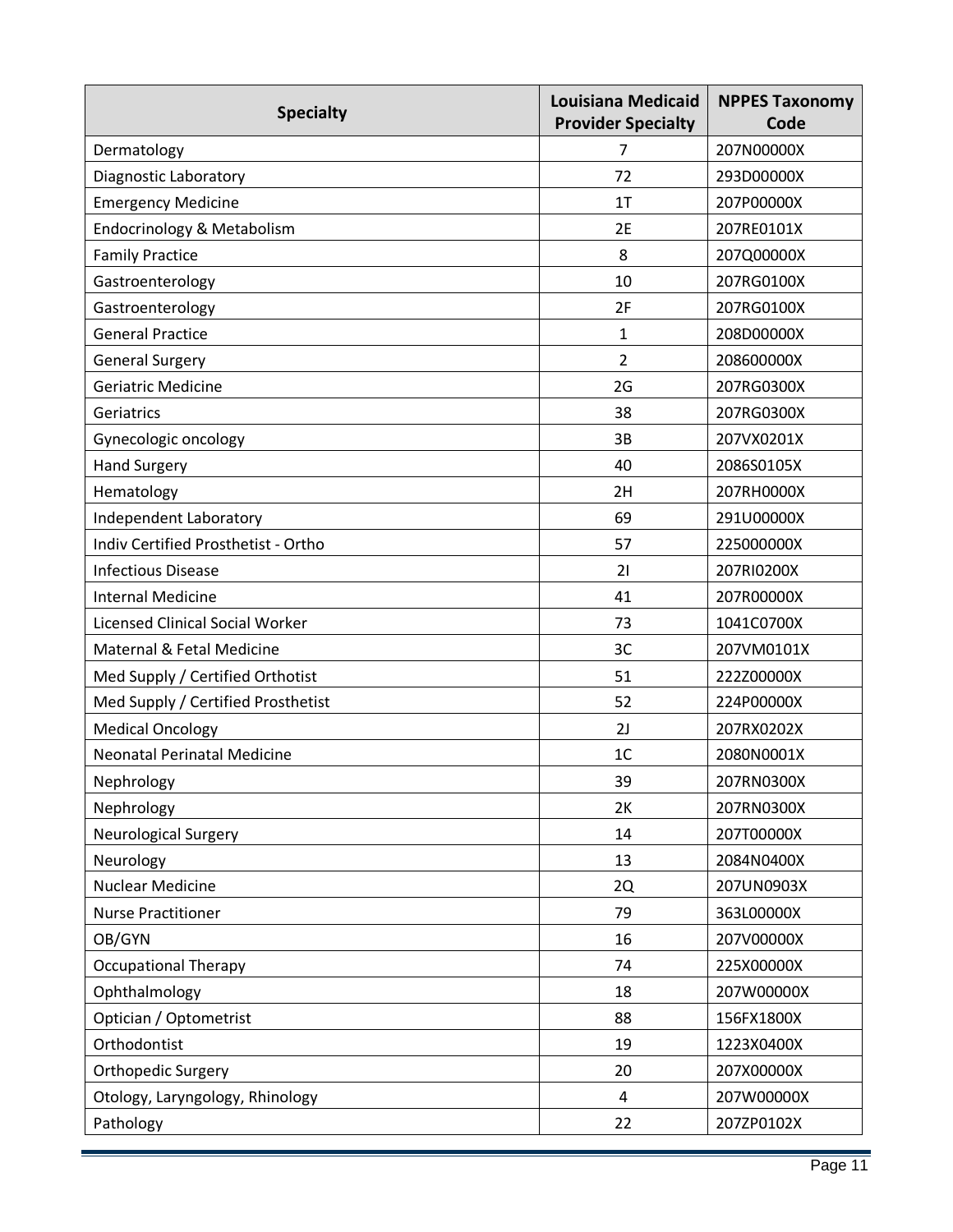| Specialty | Louisiana Medicaid Provider Specialty | NPPES Taxonomy Code |
|---|---|---|
| Dermatology | 7 | 207N00000X |
| Diagnostic Laboratory | 72 | 293D00000X |
| Emergency Medicine | 1T | 207P00000X |
| Endocrinology & Metabolism | 2E | 207RE0101X |
| Family Practice | 8 | 207Q00000X |
| Gastroenterology | 10 | 207RG0100X |
| Gastroenterology | 2F | 207RG0100X |
| General Practice | 1 | 208D00000X |
| General Surgery | 2 | 208600000X |
| Geriatric Medicine | 2G | 207RG0300X |
| Geriatrics | 38 | 207RG0300X |
| Gynecologic oncology | 3B | 207VX0201X |
| Hand Surgery | 40 | 2086S0105X |
| Hematology | 2H | 207RH0000X |
| Independent Laboratory | 69 | 291U00000X |
| Indiv Certified Prosthetist - Ortho | 57 | 225000000X |
| Infectious Disease | 2I | 207RI0200X |
| Internal Medicine | 41 | 207R00000X |
| Licensed Clinical Social Worker | 73 | 1041C0700X |
| Maternal & Fetal Medicine | 3C | 207VM0101X |
| Med Supply / Certified Orthotist | 51 | 222Z00000X |
| Med Supply / Certified Prosthetist | 52 | 224P00000X |
| Medical Oncology | 2J | 207RX0202X |
| Neonatal Perinatal Medicine | 1C | 2080N0001X |
| Nephrology | 39 | 207RN0300X |
| Nephrology | 2K | 207RN0300X |
| Neurological Surgery | 14 | 207T00000X |
| Neurology | 13 | 2084N0400X |
| Nuclear Medicine | 2Q | 207UN0903X |
| Nurse Practitioner | 79 | 363L00000X |
| OB/GYN | 16 | 207V00000X |
| Occupational Therapy | 74 | 225X00000X |
| Ophthalmology | 18 | 207W00000X |
| Optician / Optometrist | 88 | 156FX1800X |
| Orthodontist | 19 | 1223X0400X |
| Orthopedic Surgery | 20 | 207X00000X |
| Otology, Laryngology, Rhinology | 4 | 207W00000X |
| Pathology | 22 | 207ZP0102X |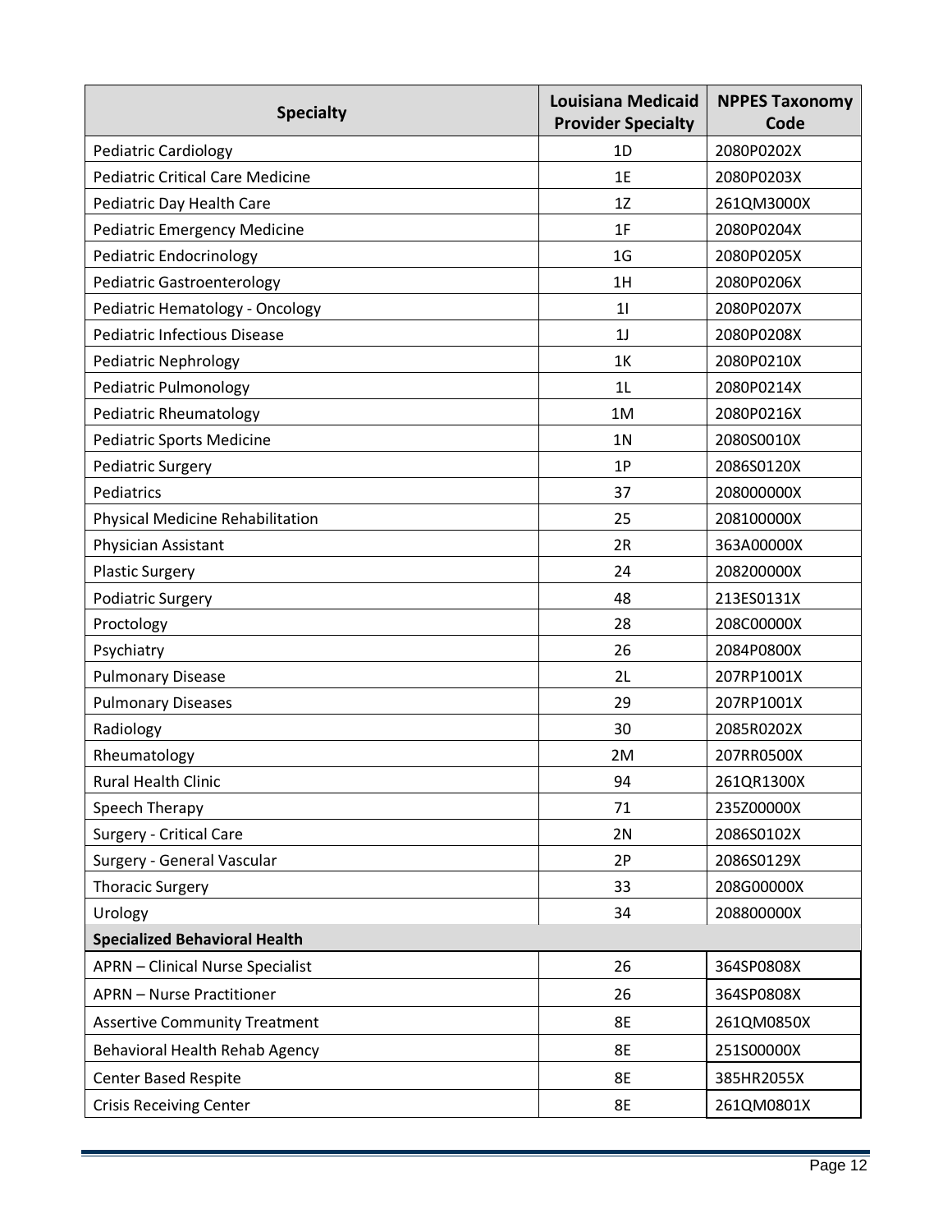| Specialty | Louisiana Medicaid Provider Specialty | NPPES Taxonomy Code |
|---|---|---|
| Pediatric Cardiology | 1D | 2080P0202X |
| Pediatric Critical Care Medicine | 1E | 2080P0203X |
| Pediatric Day Health Care | 1Z | 261QM3000X |
| Pediatric Emergency Medicine | 1F | 2080P0204X |
| Pediatric Endocrinology | 1G | 2080P0205X |
| Pediatric Gastroenterology | 1H | 2080P0206X |
| Pediatric Hematology - Oncology | 1I | 2080P0207X |
| Pediatric Infectious Disease | 1J | 2080P0208X |
| Pediatric Nephrology | 1K | 2080P0210X |
| Pediatric Pulmonology | 1L | 2080P0214X |
| Pediatric Rheumatology | 1M | 2080P0216X |
| Pediatric Sports Medicine | 1N | 2080S0010X |
| Pediatric Surgery | 1P | 2086S0120X |
| Pediatrics | 37 | 208000000X |
| Physical Medicine Rehabilitation | 25 | 208100000X |
| Physician Assistant | 2R | 363A00000X |
| Plastic Surgery | 24 | 208200000X |
| Podiatric Surgery | 48 | 213ES0131X |
| Proctology | 28 | 208C00000X |
| Psychiatry | 26 | 2084P0800X |
| Pulmonary Disease | 2L | 207RP1001X |
| Pulmonary Diseases | 29 | 207RP1001X |
| Radiology | 30 | 2085R0202X |
| Rheumatology | 2M | 207RR0500X |
| Rural Health Clinic | 94 | 261QR1300X |
| Speech Therapy | 71 | 235Z00000X |
| Surgery - Critical Care | 2N | 2086S0102X |
| Surgery - General Vascular | 2P | 2086S0129X |
| Thoracic Surgery | 33 | 208G00000X |
| Urology | 34 | 208800000X |
| **Specialized Behavioral Health** | | |
| APRN – Clinical Nurse Specialist | 26 | 364SP0808X |
| APRN – Nurse Practitioner | 26 | 364SP0808X |
| Assertive Community Treatment | 8E | 261QM0850X |
| Behavioral Health Rehab Agency | 8E | 251S00000X |
| Center Based Respite | 8E | 385HR2055X |
| Crisis Receiving Center | 8E | 261QM0801X |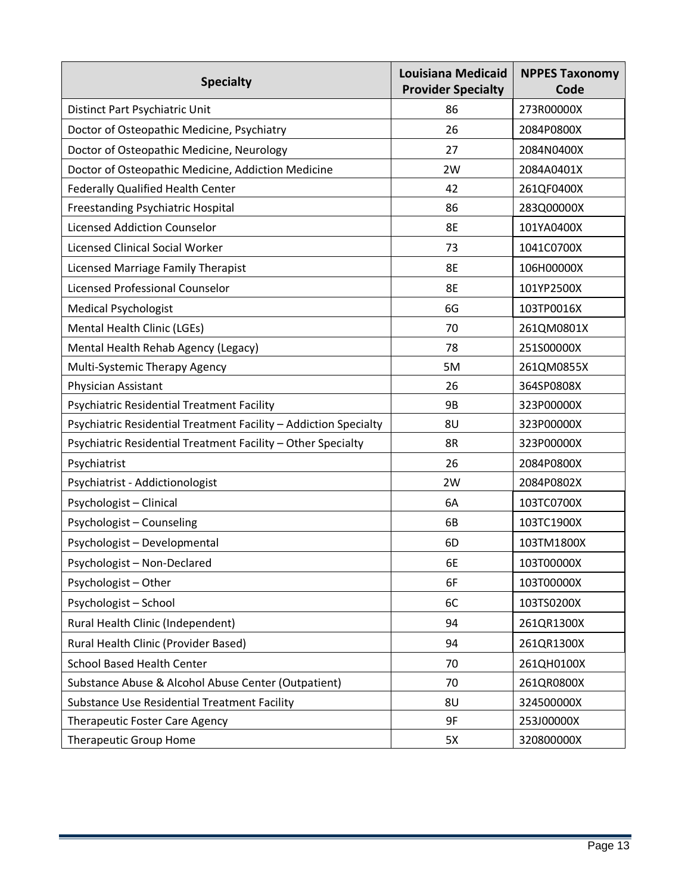| Specialty | Louisiana Medicaid Provider Specialty | NPPES Taxonomy Code |
|---|---|---|
| Distinct Part Psychiatric Unit | 86 | 273R00000X |
| Doctor of Osteopathic Medicine, Psychiatry | 26 | 2084P0800X |
| Doctor of Osteopathic Medicine, Neurology | 27 | 2084N0400X |
| Doctor of Osteopathic Medicine, Addiction Medicine | 2W | 2084A0401X |
| Federally Qualified Health Center | 42 | 261QF0400X |
| Freestanding Psychiatric Hospital | 86 | 283Q00000X |
| Licensed Addiction Counselor | 8E | 101YA0400X |
| Licensed Clinical Social Worker | 73 | 1041C0700X |
| Licensed Marriage Family Therapist | 8E | 106H00000X |
| Licensed Professional Counselor | 8E | 101YP2500X |
| Medical Psychologist | 6G | 103TP0016X |
| Mental Health Clinic (LGEs) | 70 | 261QM0801X |
| Mental Health Rehab Agency (Legacy) | 78 | 251S00000X |
| Multi-Systemic Therapy Agency | 5M | 261QM0855X |
| Physician Assistant | 26 | 364SP0808X |
| Psychiatric Residential Treatment Facility | 9B | 323P00000X |
| Psychiatric Residential Treatment Facility – Addiction Specialty | 8U | 323P00000X |
| Psychiatric Residential Treatment Facility – Other Specialty | 8R | 323P00000X |
| Psychiatrist | 26 | 2084P0800X |
| Psychiatrist - Addictionologist | 2W | 2084P0802X |
| Psychologist – Clinical | 6A | 103TC0700X |
| Psychologist – Counseling | 6B | 103TC1900X |
| Psychologist – Developmental | 6D | 103TM1800X |
| Psychologist – Non-Declared | 6E | 103T00000X |
| Psychologist – Other | 6F | 103T00000X |
| Psychologist – School | 6C | 103TS0200X |
| Rural Health Clinic (Independent) | 94 | 261QR1300X |
| Rural Health Clinic (Provider Based) | 94 | 261QR1300X |
| School Based Health Center | 70 | 261QH0100X |
| Substance Abuse & Alcohol Abuse Center (Outpatient) | 70 | 261QR0800X |
| Substance Use Residential Treatment Facility | 8U | 324500000X |
| Therapeutic Foster Care Agency | 9F | 253J00000X |
| Therapeutic Group Home | 5X | 320800000X |